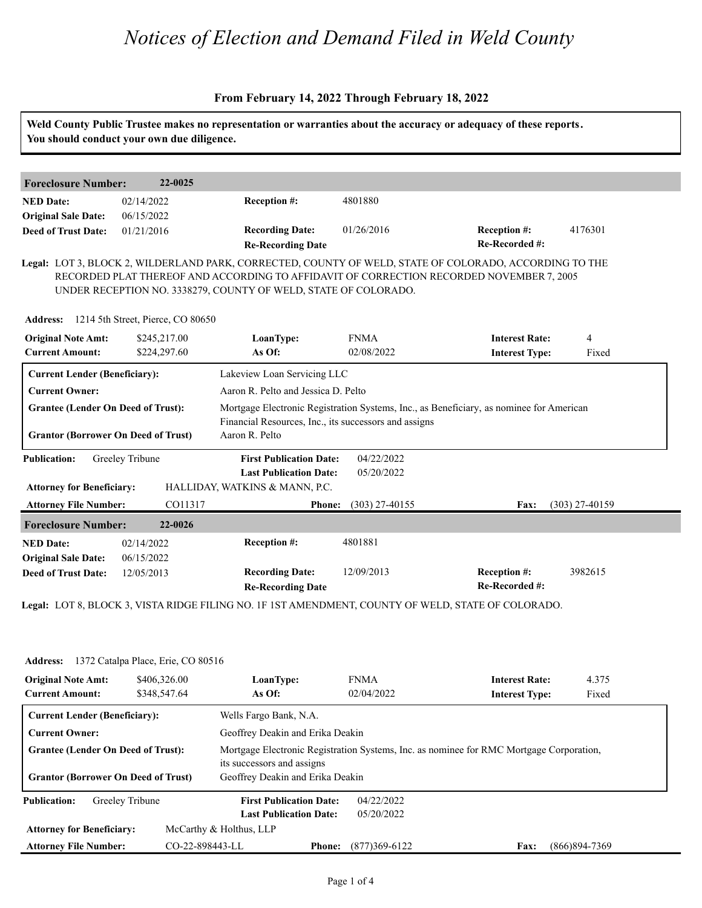# *Notices of Election and Demand Filed in Weld County*

**From February 14, 2022 Through February 18, 2022**

**Weld County Public Trustee makes no representation or warranties about the accuracy or adequacy of these reports. You should conduct your own due diligence.**

## Foreclosure Number: 22-0025

| | | | | | |
|---|---|---|---|---|---|
| **NED Date:** | 02/14/2022 | **Reception #:** | 4801880 | | |
| **Original Sale Date:** | 06/15/2022 | | | | |
| **Deed of Trust Date:** | 01/21/2016 | **Recording Date:** | 01/26/2016 | **Reception #:** | 4176301 |
| | | **Re-Recording Date** | | **Re-Recorded #:** | |

**Legal:** LOT 3, BLOCK 2, WILDERLAND PARK, CORRECTED, COUNTY OF WELD, STATE OF COLORADO, ACCORDING TO THE RECORDED PLAT THEREOF AND ACCORDING TO AFFIDAVIT OF CORRECTION RECORDED NOVEMBER 7, 2005 UNDER RECEPTION NO. 3338279, COUNTY OF WELD, STATE OF COLORADO.

**Address:** 1214 5th Street, Pierce, CO 80650

| | | | | | |
|---|---|---|---|---|---|
| **Original Note Amt:** | $245,217.00 | **LoanType:** | FNMA | **Interest Rate:** | 4 |
| **Current Amount:** | $224,297.60 | **As Of:** | 02/08/2022 | **Interest Type:** | Fixed |

| | |
|---|---|
| **Current Lender (Beneficiary):** | Lakeview Loan Servicing LLC |
| **Current Owner:** | Aaron R. Pelto and Jessica D. Pelto |
| **Grantee (Lender On Deed of Trust):** | Mortgage Electronic Registration Systems, Inc., as Beneficiary, as nominee for American Financial Resources, Inc., its successors and assigns |
| **Grantor (Borrower On Deed of Trust)** | Aaron R. Pelto |

| | | | | | |
|---|---|---|---|---|---|
| **Publication:** | Greeley Tribune | **First Publication Date:** | 04/22/2022 | | |
| | | **Last Publication Date:** | 05/20/2022 | | |
| **Attorney for Beneficiary:** | HALLIDAY, WATKINS & MANN, P.C. | | | | |
| **Attorney File Number:** | CO11317 | **Phone:** | (303) 27-40155 | **Fax:** | (303) 27-40159 |

## Foreclosure Number: 22-0026

| | | | | | |
|---|---|---|---|---|---|
| **NED Date:** | 02/14/2022 | **Reception #:** | 4801881 | | |
| **Original Sale Date:** | 06/15/2022 | | | | |
| **Deed of Trust Date:** | 12/05/2013 | **Recording Date:** | 12/09/2013 | **Reception #:** | 3982615 |
| | | **Re-Recording Date** | | **Re-Recorded #:** | |

**Legal:** LOT 8, BLOCK 3, VISTA RIDGE FILING NO. 1F 1ST AMENDMENT, COUNTY OF WELD, STATE OF COLORADO.

**Address:** 1372 Catalpa Place, Erie, CO 80516

| | | | | | |
|---|---|---|---|---|---|
| **Original Note Amt:** | $406,326.00 | **LoanType:** | FNMA | **Interest Rate:** | 4.375 |
| **Current Amount:** | $348,547.64 | **As Of:** | 02/04/2022 | **Interest Type:** | Fixed |

| | |
|---|---|
| **Current Lender (Beneficiary):** | Wells Fargo Bank, N.A. |
| **Current Owner:** | Geoffrey Deakin and Erika Deakin |
| **Grantee (Lender On Deed of Trust):** | Mortgage Electronic Registration Systems, Inc. as nominee for RMC Mortgage Corporation, its successors and assigns |
| **Grantor (Borrower On Deed of Trust)** | Geoffrey Deakin and Erika Deakin |

| | | | | | |
|---|---|---|---|---|---|
| **Publication:** | Greeley Tribune | **First Publication Date:** | 04/22/2022 | | |
| | | **Last Publication Date:** | 05/20/2022 | | |
| **Attorney for Beneficiary:** | McCarthy & Holthus, LLP | | | | |
| **Attorney File Number:** | CO-22-898443-LL | **Phone:** | (877)369-6122 | **Fax:** | (866)894-7369 |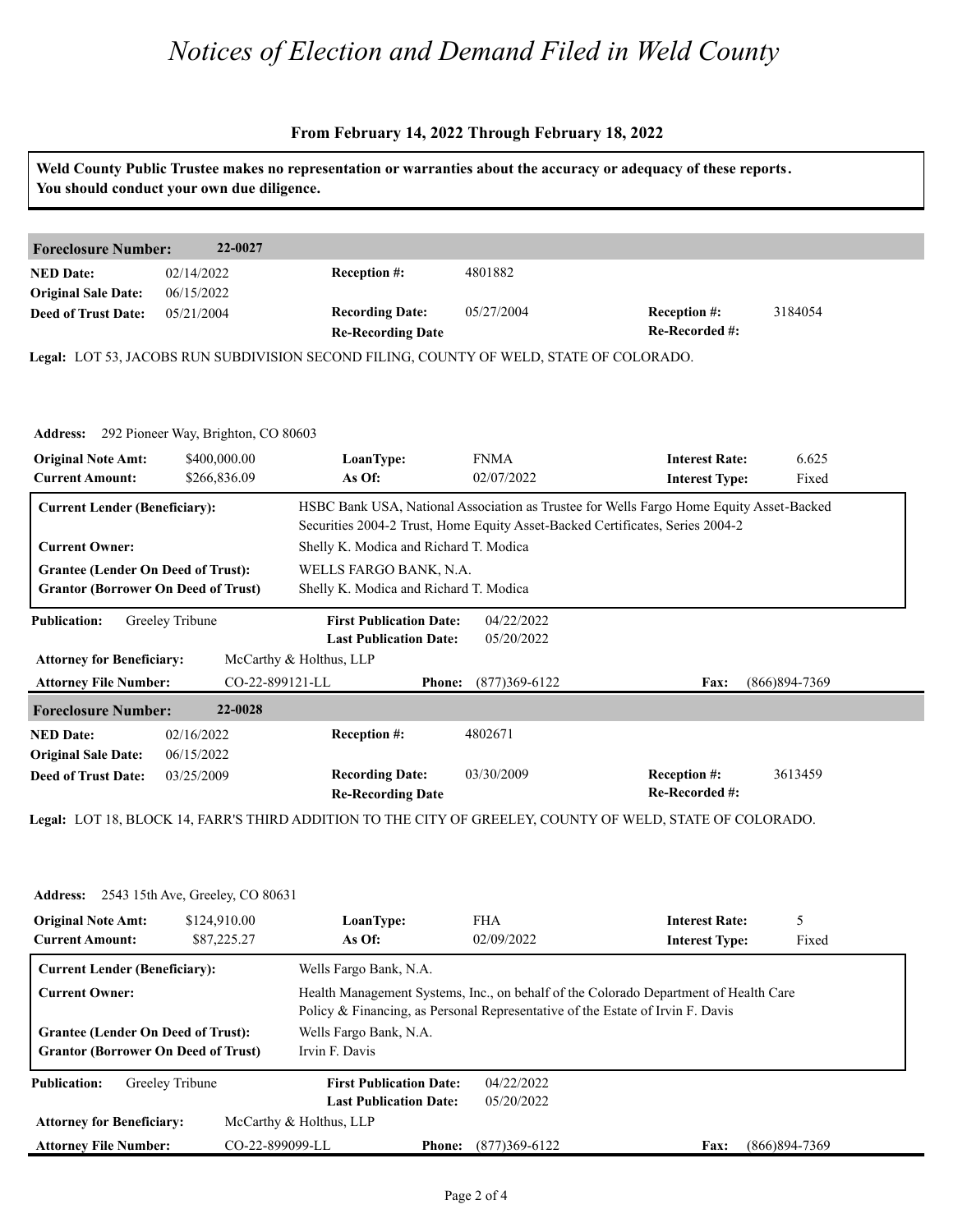// Notices of Election and Demand Filed in Weld County

# Notices of Election and Demand Filed in Weld County

## From February 14, 2022 Through February 18, 2022

**Weld County Public Trustee makes no representation or warranties about the accuracy or adequacy of these reports. You should conduct your own due diligence.**

---

### Foreclosure Number: 22-0027

| | | | | | |
|---|---|---|---|---|---|
| **NED Date:** | 02/14/2022 | **Reception #:** | 4801882 | | |
| **Original Sale Date:** | 06/15/2022 | | | | |
| **Deed of Trust Date:** | 05/21/2004 | **Recording Date:** | 05/27/2004 | **Reception #:** | 3184054 |
| | | **Re-Recording Date** | | **Re-Recorded #:** | |

**Legal:** LOT 53, JACOBS RUN SUBDIVISION SECOND FILING, COUNTY OF WELD, STATE OF COLORADO.

**Address:** 292 Pioneer Way, Brighton, CO 80603

| | | | | | |
|---|---|---|---|---|---|
| **Original Note Amt:** | $400,000.00 | **LoanType:** | FNMA | **Interest Rate:** | 6.625 |
| **Current Amount:** | $266,836.09 | **As Of:** | 02/07/2022 | **Interest Type:** | Fixed |

| | |
|---|---|
| **Current Lender (Beneficiary):** | HSBC Bank USA, National Association as Trustee for Wells Fargo Home Equity Asset-Backed Securities 2004-2 Trust, Home Equity Asset-Backed Certificates, Series 2004-2 |
| **Current Owner:** | Shelly K. Modica and Richard T. Modica |
| **Grantee (Lender On Deed of Trust):** | WELLS FARGO BANK, N.A. |
| **Grantor (Borrower On Deed of Trust)** | Shelly K. Modica and Richard T. Modica |

| | | | | | |
|---|---|---|---|---|---|
| **Publication:** | Greeley Tribune | **First Publication Date:** | 04/22/2022 | | |
| | | **Last Publication Date:** | 05/20/2022 | | |
| **Attorney for Beneficiary:** | McCarthy & Holthus, LLP | | | | |
| **Attorney File Number:** | CO-22-899121-LL | **Phone:** | (877)369-6122 | **Fax:** | (866)894-7369 |

---

### Foreclosure Number: 22-0028

| | | | | | |
|---|---|---|---|---|---|
| **NED Date:** | 02/16/2022 | **Reception #:** | 4802671 | | |
| **Original Sale Date:** | 06/15/2022 | | | | |
| **Deed of Trust Date:** | 03/25/2009 | **Recording Date:** | 03/30/2009 | **Reception #:** | 3613459 |
| | | **Re-Recording Date** | | **Re-Recorded #:** | |

**Legal:** LOT 18, BLOCK 14, FARR'S THIRD ADDITION TO THE CITY OF GREELEY, COUNTY OF WELD, STATE OF COLORADO.

**Address:** 2543 15th Ave, Greeley, CO 80631

| | | | | | |
|---|---|---|---|---|---|
| **Original Note Amt:** | $124,910.00 | **LoanType:** | FHA | **Interest Rate:** | 5 |
| **Current Amount:** | $87,225.27 | **As Of:** | 02/09/2022 | **Interest Type:** | Fixed |

| | |
|---|---|
| **Current Lender (Beneficiary):** | Wells Fargo Bank, N.A. |
| **Current Owner:** | Health Management Systems, Inc., on behalf of the Colorado Department of Health Care Policy & Financing, as Personal Representative of the Estate of Irvin F. Davis |
| **Grantee (Lender On Deed of Trust):** | Wells Fargo Bank, N.A. |
| **Grantor (Borrower On Deed of Trust)** | Irvin F. Davis |

| | | | | | |
|---|---|---|---|---|---|
| **Publication:** | Greeley Tribune | **First Publication Date:** | 04/22/2022 | | |
| | | **Last Publication Date:** | 05/20/2022 | | |
| **Attorney for Beneficiary:** | McCarthy & Holthus, LLP | | | | |
| **Attorney File Number:** | CO-22-899099-LL | **Phone:** | (877)369-6122 | **Fax:** | (866)894-7369 |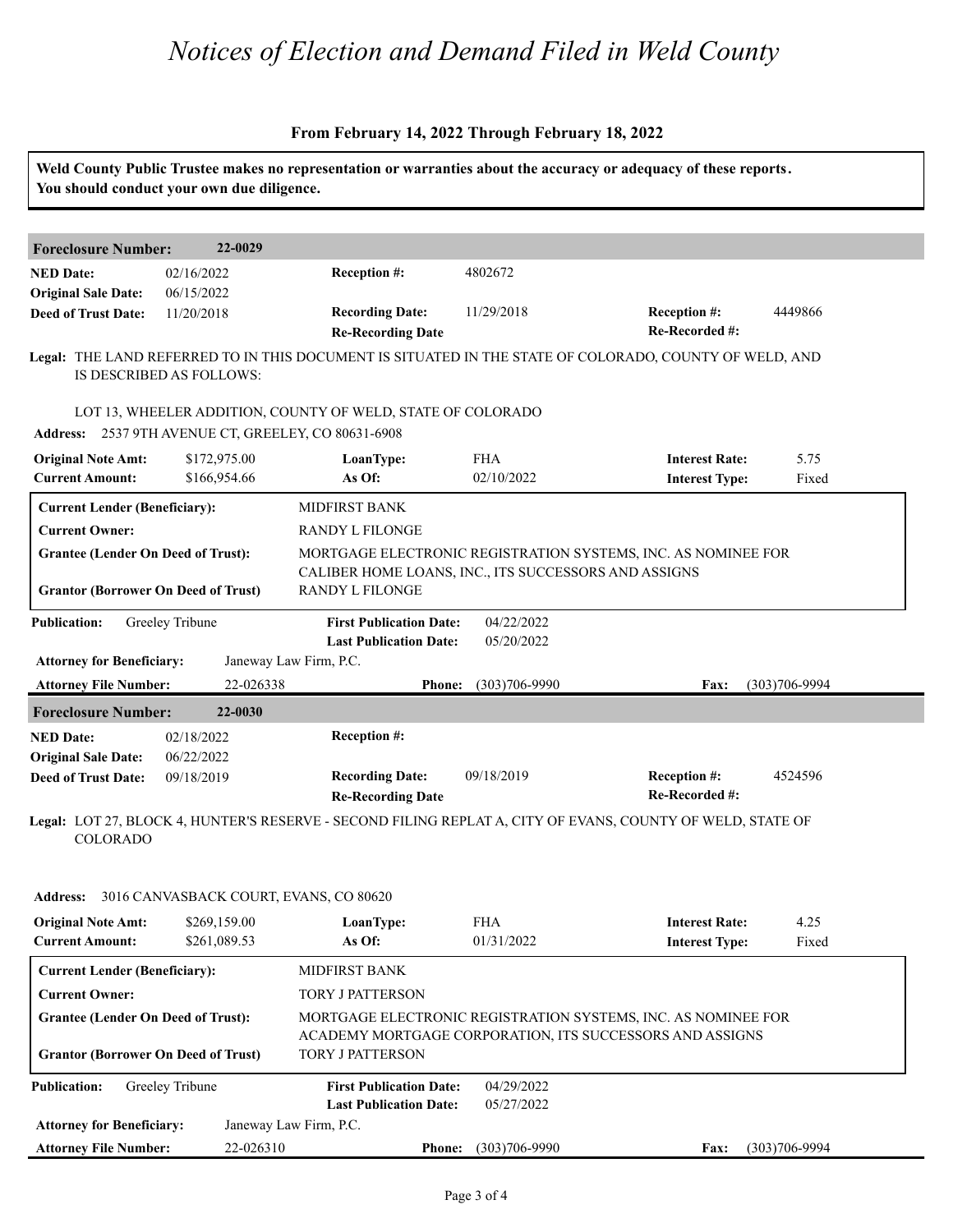# Notices of Election and Demand Filed in Weld County

**From February 14, 2022 Through February 18, 2022**

**Weld County Public Trustee makes no representation or warranties about the accuracy or adequacy of these reports. You should conduct your own due diligence.**

---

**Foreclosure Number:** 22-0029

| | | | | | |
|---|---|---|---|---|---|
| **NED Date:** | 02/16/2022 | **Reception #:** | 4802672 | | |
| **Original Sale Date:** | 06/15/2022 | | | | |
| **Deed of Trust Date:** | 11/20/2018 | **Recording Date:** | 11/29/2018 | **Reception #:** | 4449866 |
| | | **Re-Recording Date** | | **Re-Recorded #:** | |

**Legal:** THE LAND REFERRED TO IN THIS DOCUMENT IS SITUATED IN THE STATE OF COLORADO, COUNTY OF WELD, AND IS DESCRIBED AS FOLLOWS:

LOT 13, WHEELER ADDITION, COUNTY OF WELD, STATE OF COLORADO

**Address:** 2537 9TH AVENUE CT, GREELEY, CO 80631-6908

| | | | | | |
|---|---|---|---|---|---|
| **Original Note Amt:** | $172,975.00 | **LoanType:** | FHA | **Interest Rate:** | 5.75 |
| **Current Amount:** | $166,954.66 | **As Of:** | 02/10/2022 | **Interest Type:** | Fixed |

| | |
|---|---|
| **Current Lender (Beneficiary):** | MIDFIRST BANK |
| **Current Owner:** | RANDY L FILONGE |
| **Grantee (Lender On Deed of Trust):** | MORTGAGE ELECTRONIC REGISTRATION SYSTEMS, INC. AS NOMINEE FOR CALIBER HOME LOANS, INC., ITS SUCCESSORS AND ASSIGNS |
| **Grantor (Borrower On Deed of Trust)** | RANDY L FILONGE |

| | | | | | |
|---|---|---|---|---|---|
| **Publication:** | Greeley Tribune | **First Publication Date:** | 04/22/2022 | | |
| | | **Last Publication Date:** | 05/20/2022 | | |
| **Attorney for Beneficiary:** | Janeway Law Firm, P.C. | | | | |
| **Attorney File Number:** | 22-026338 | **Phone:** | (303)706-9990 | **Fax:** | (303)706-9994 |

---

**Foreclosure Number:** 22-0030

| | | | | | |
|---|---|---|---|---|---|
| **NED Date:** | 02/18/2022 | **Reception #:** | | | |
| **Original Sale Date:** | 06/22/2022 | | | | |
| **Deed of Trust Date:** | 09/18/2019 | **Recording Date:** | 09/18/2019 | **Reception #:** | 4524596 |
| | | **Re-Recording Date** | | **Re-Recorded #:** | |

**Legal:** LOT 27, BLOCK 4, HUNTER'S RESERVE - SECOND FILING REPLAT A, CITY OF EVANS, COUNTY OF WELD, STATE OF COLORADO

**Address:** 3016 CANVASBACK COURT, EVANS, CO 80620

| | | | | | |
|---|---|---|---|---|---|
| **Original Note Amt:** | $269,159.00 | **LoanType:** | FHA | **Interest Rate:** | 4.25 |
| **Current Amount:** | $261,089.53 | **As Of:** | 01/31/2022 | **Interest Type:** | Fixed |

| | |
|---|---|
| **Current Lender (Beneficiary):** | MIDFIRST BANK |
| **Current Owner:** | TORY J PATTERSON |
| **Grantee (Lender On Deed of Trust):** | MORTGAGE ELECTRONIC REGISTRATION SYSTEMS, INC. AS NOMINEE FOR ACADEMY MORTGAGE CORPORATION, ITS SUCCESSORS AND ASSIGNS |
| **Grantor (Borrower On Deed of Trust)** | TORY J PATTERSON |

| | | | | | |
|---|---|---|---|---|---|
| **Publication:** | Greeley Tribune | **First Publication Date:** | 04/29/2022 | | |
| | | **Last Publication Date:** | 05/27/2022 | | |
| **Attorney for Beneficiary:** | Janeway Law Firm, P.C. | | | | |
| **Attorney File Number:** | 22-026310 | **Phone:** | (303)706-9990 | **Fax:** | (303)706-9994 |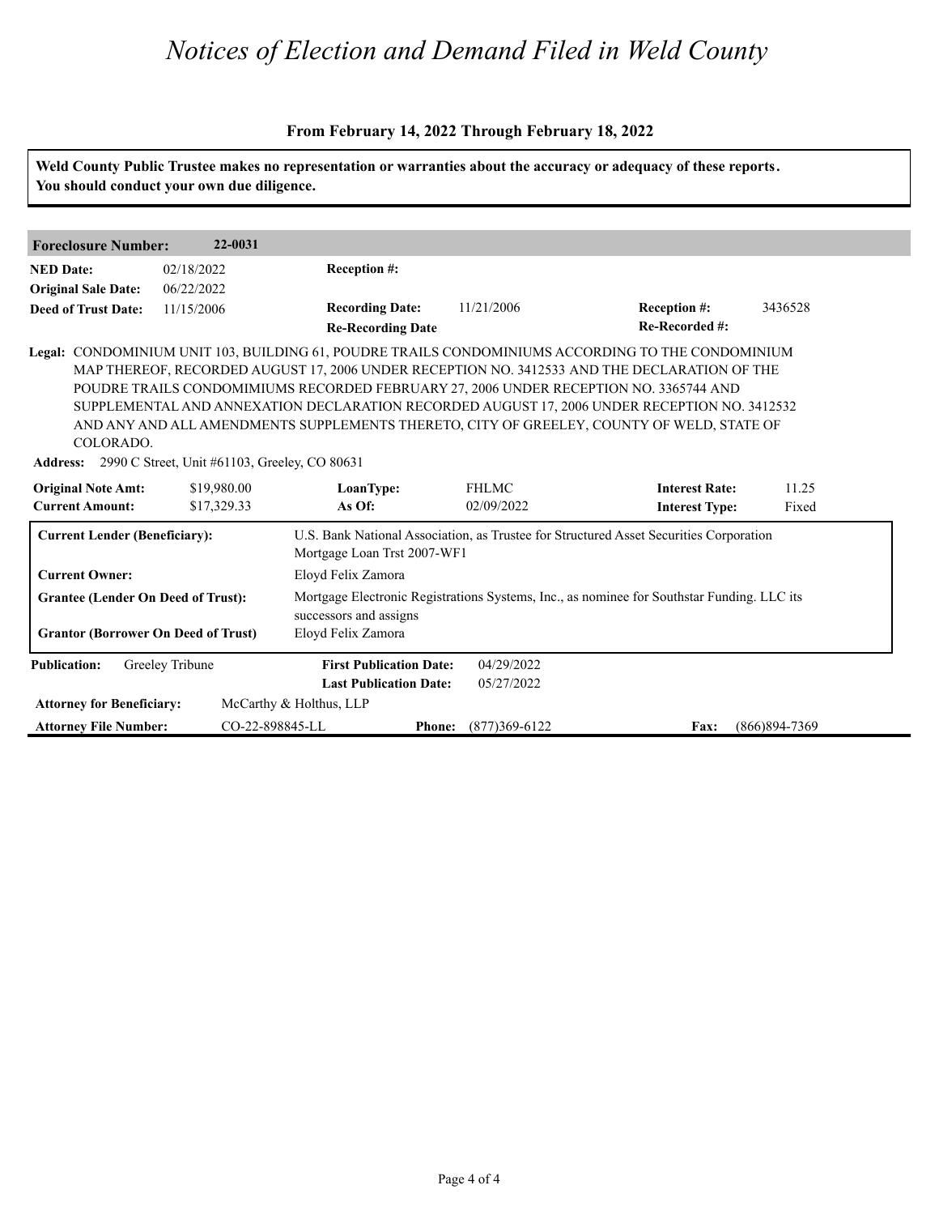# *Notices of Election and Demand Filed in Weld County*

**From February 14, 2022 Through February 18, 2022**

**Weld County Public Trustee makes no representation or warranties about the accuracy or adequacy of these reports. You should conduct your own due diligence.**

**Foreclosure Number:** 22-0031

| | | | | | |
|---|---|---|---|---|---|
| **NED Date:** | 02/18/2022 | **Reception #:** | | | |
| **Original Sale Date:** | 06/22/2022 | | | | |
| **Deed of Trust Date:** | 11/15/2006 | **Recording Date:** | 11/21/2006 | **Reception #:** | 3436528 |
| | | **Re-Recording Date** | | **Re-Recorded #:** | |

**Legal:** CONDOMINIUM UNIT 103, BUILDING 61, POUDRE TRAILS CONDOMINIUMS ACCORDING TO THE CONDOMINIUM MAP THEREOF, RECORDED AUGUST 17, 2006 UNDER RECEPTION NO. 3412533 AND THE DECLARATION OF THE POUDRE TRAILS CONDOMIMIUMS RECORDED FEBRUARY 27, 2006 UNDER RECEPTION NO. 3365744 AND SUPPLEMENTAL AND ANNEXATION DECLARATION RECORDED AUGUST 17, 2006 UNDER RECEPTION NO. 3412532 AND ANY AND ALL AMENDMENTS SUPPLEMENTS THERETO, CITY OF GREELEY, COUNTY OF WELD, STATE OF COLORADO.

**Address:** 2990 C Street, Unit #61103, Greeley, CO 80631

| | | | | | |
|---|---|---|---|---|---|
| **Original Note Amt:** | $19,980.00 | **LoanType:** | FHLMC | **Interest Rate:** | 11.25 |
| **Current Amount:** | $17,329.33 | **As Of:** | 02/09/2022 | **Interest Type:** | Fixed |

| | |
|---|---|
| **Current Lender (Beneficiary):** | U.S. Bank National Association, as Trustee for Structured Asset Securities Corporation Mortgage Loan Trst 2007-WF1 |
| **Current Owner:** | Eloyd Felix Zamora |
| **Grantee (Lender On Deed of Trust):** | Mortgage Electronic Registrations Systems, Inc., as nominee for Southstar Funding. LLC its successors and assigns |
| **Grantor (Borrower On Deed of Trust)** | Eloyd Felix Zamora |

| | | | | | |
|---|---|---|---|---|---|
| **Publication:** | Greeley Tribune | **First Publication Date:** | 04/29/2022 | | |
| | | **Last Publication Date:** | 05/27/2022 | | |
| **Attorney for Beneficiary:** | McCarthy & Holthus, LLP | | | | |
| **Attorney File Number:** | CO-22-898845-LL | **Phone:** | (877)369-6122 | **Fax:** | (866)894-7369 |